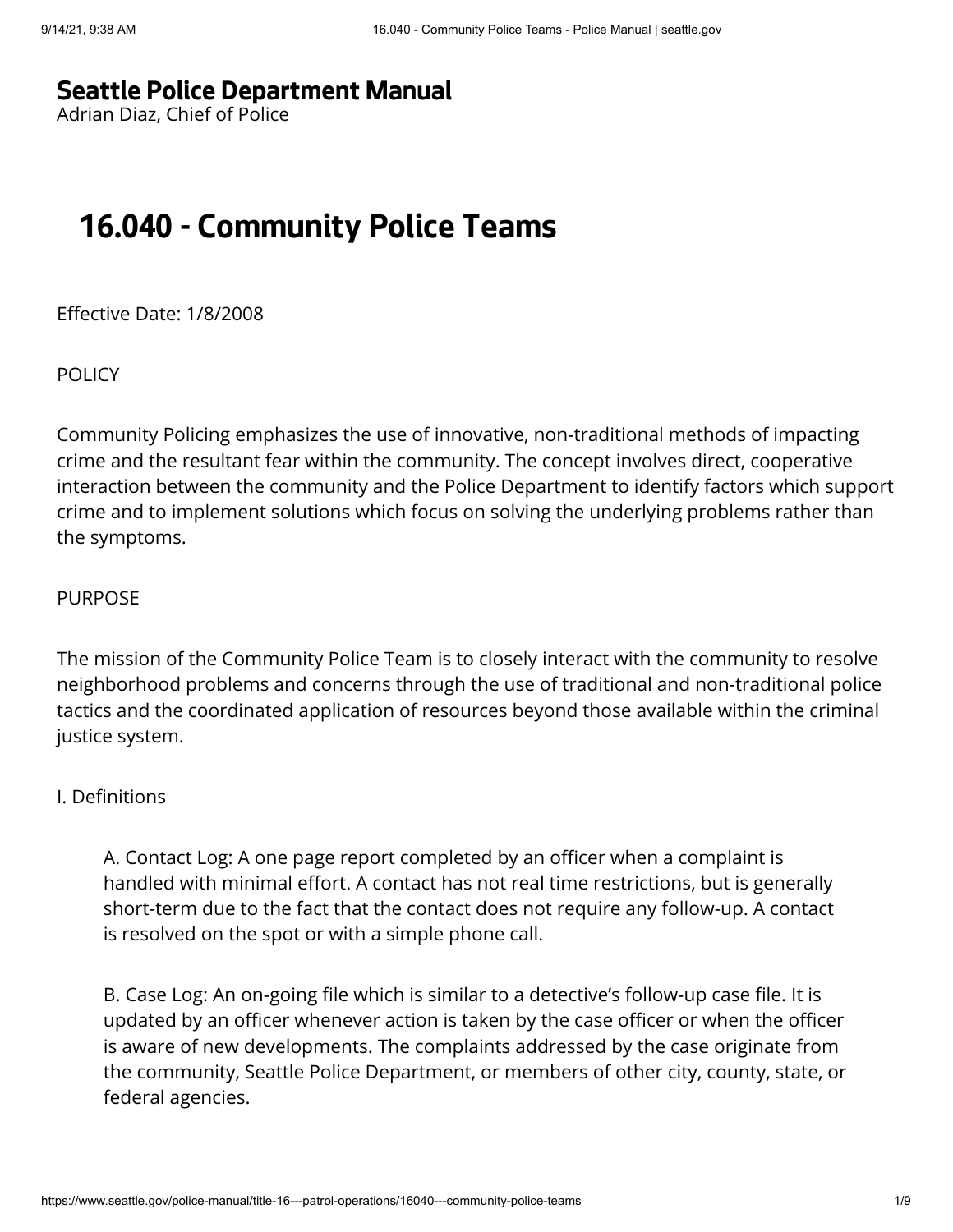# Seattle Police Department Manual

Adrian Diaz, Chief of Police

## 16.040 - Community Police Teams

Effective Date: 1/8/2008

POLICY

Community Policing emphasizes the use of innovative, non-traditional methods of impacting crime and the resultant fear within the community. The concept involves direct, cooperative interaction between the community and the Police Department to identify factors which support crime and to implement solutions which focus on solving the underlying problems rather than the symptoms.

PURPOSE

The mission of the Community Police Team is to closely interact with the community to resolve neighborhood problems and concerns through the use of traditional and non-traditional police tactics and the coordinated application of resources beyond those available within the criminal justice system.

I. Definitions

A. Contact Log: A one page report completed by an officer when a complaint is handled with minimal effort. A contact has not real time restrictions, but is generally short-term due to the fact that the contact does not require any follow-up. A contact is resolved on the spot or with a simple phone call.

B. Case Log: An on-going file which is similar to a detective's follow-up case file. It is updated by an officer whenever action is taken by the case officer or when the officer is aware of new developments. The complaints addressed by the case originate from the community, Seattle Police Department, or members of other city, county, state, or federal agencies.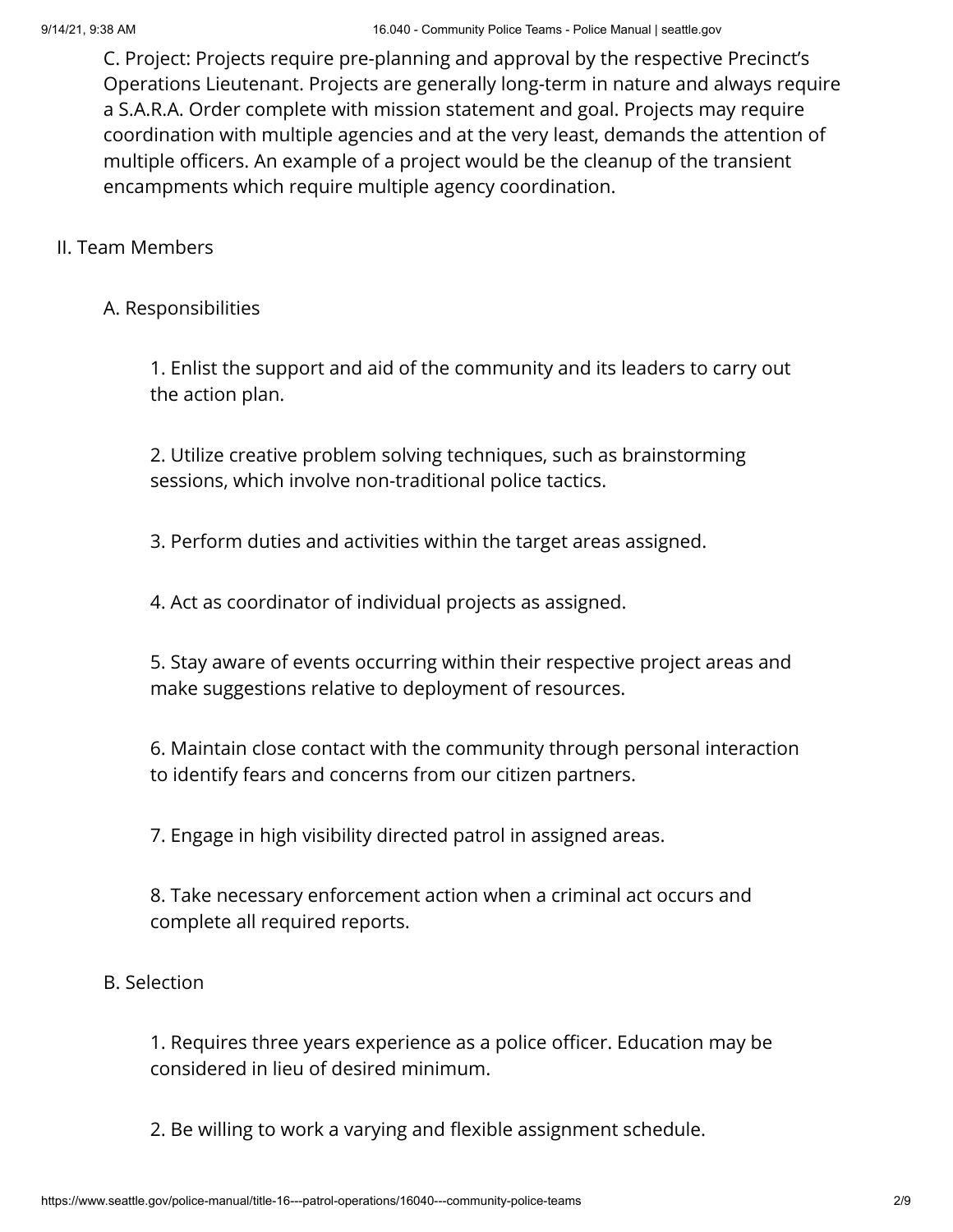C. Project: Projects require pre-planning and approval by the respective Precinct's Operations Lieutenant. Projects are generally long-term in nature and always require a S.A.R.A. Order complete with mission statement and goal. Projects may require coordination with multiple agencies and at the very least, demands the attention of multiple officers. An example of a project would be the cleanup of the transient encampments which require multiple agency coordination.

II. Team Members

A. Responsibilities

1. Enlist the support and aid of the community and its leaders to carry out the action plan.

2. Utilize creative problem solving techniques, such as brainstorming sessions, which involve non-traditional police tactics.

3. Perform duties and activities within the target areas assigned.

4. Act as coordinator of individual projects as assigned.

5. Stay aware of events occurring within their respective project areas and make suggestions relative to deployment of resources.

6. Maintain close contact with the community through personal interaction to identify fears and concerns from our citizen partners.

7. Engage in high visibility directed patrol in assigned areas.

8. Take necessary enforcement action when a criminal act occurs and complete all required reports.

B. Selection

1. Requires three years experience as a police officer. Education may be considered in lieu of desired minimum.

2. Be willing to work a varying and flexible assignment schedule.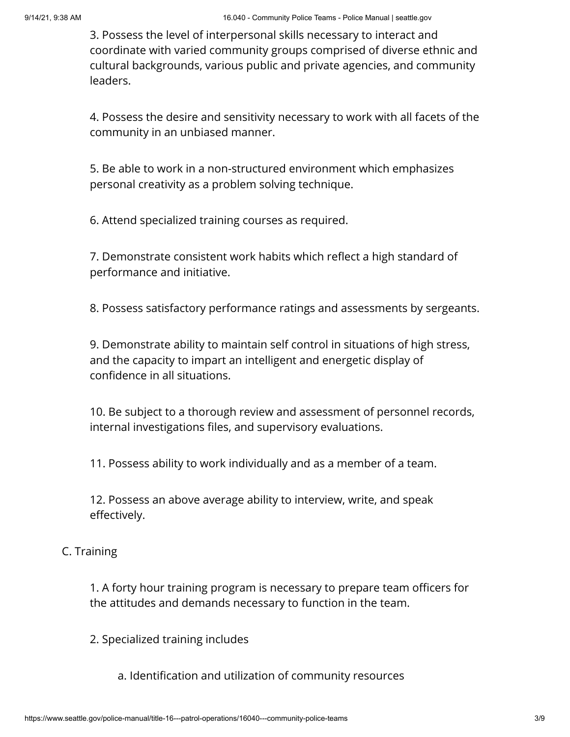3. Possess the level of interpersonal skills necessary to interact and coordinate with varied community groups comprised of diverse ethnic and cultural backgrounds, various public and private agencies, and community leaders.

4. Possess the desire and sensitivity necessary to work with all facets of the community in an unbiased manner.

5. Be able to work in a non-structured environment which emphasizes personal creativity as a problem solving technique.

6. Attend specialized training courses as required.

7. Demonstrate consistent work habits which reflect a high standard of performance and initiative.

8. Possess satisfactory performance ratings and assessments by sergeants.

9. Demonstrate ability to maintain self control in situations of high stress, and the capacity to impart an intelligent and energetic display of confidence in all situations.

10. Be subject to a thorough review and assessment of personnel records, internal investigations files, and supervisory evaluations.

11. Possess ability to work individually and as a member of a team.

12. Possess an above average ability to interview, write, and speak effectively.

C. Training

1. A forty hour training program is necessary to prepare team officers for the attitudes and demands necessary to function in the team.

2. Specialized training includes

a. Identification and utilization of community resources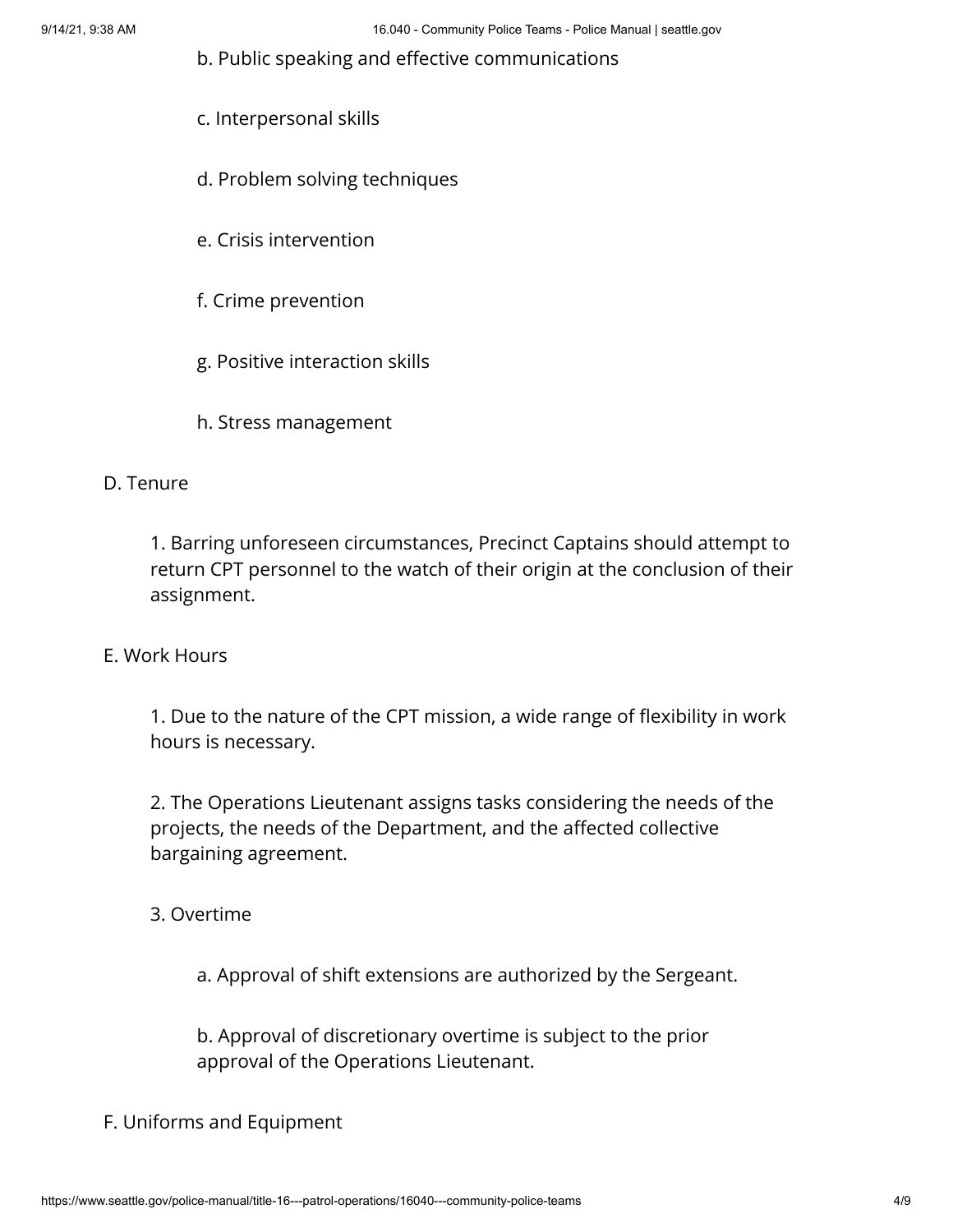b. Public speaking and effective communications

c. Interpersonal skills

d. Problem solving techniques

e. Crisis intervention

f. Crime prevention

g. Positive interaction skills

h. Stress management

D. Tenure

1. Barring unforeseen circumstances, Precinct Captains should attempt to return CPT personnel to the watch of their origin at the conclusion of their assignment.

E. Work Hours

1. Due to the nature of the CPT mission, a wide range of flexibility in work hours is necessary.

2. The Operations Lieutenant assigns tasks considering the needs of the projects, the needs of the Department, and the affected collective bargaining agreement.

3. Overtime

a. Approval of shift extensions are authorized by the Sergeant.

b. Approval of discretionary overtime is subject to the prior approval of the Operations Lieutenant.

F. Uniforms and Equipment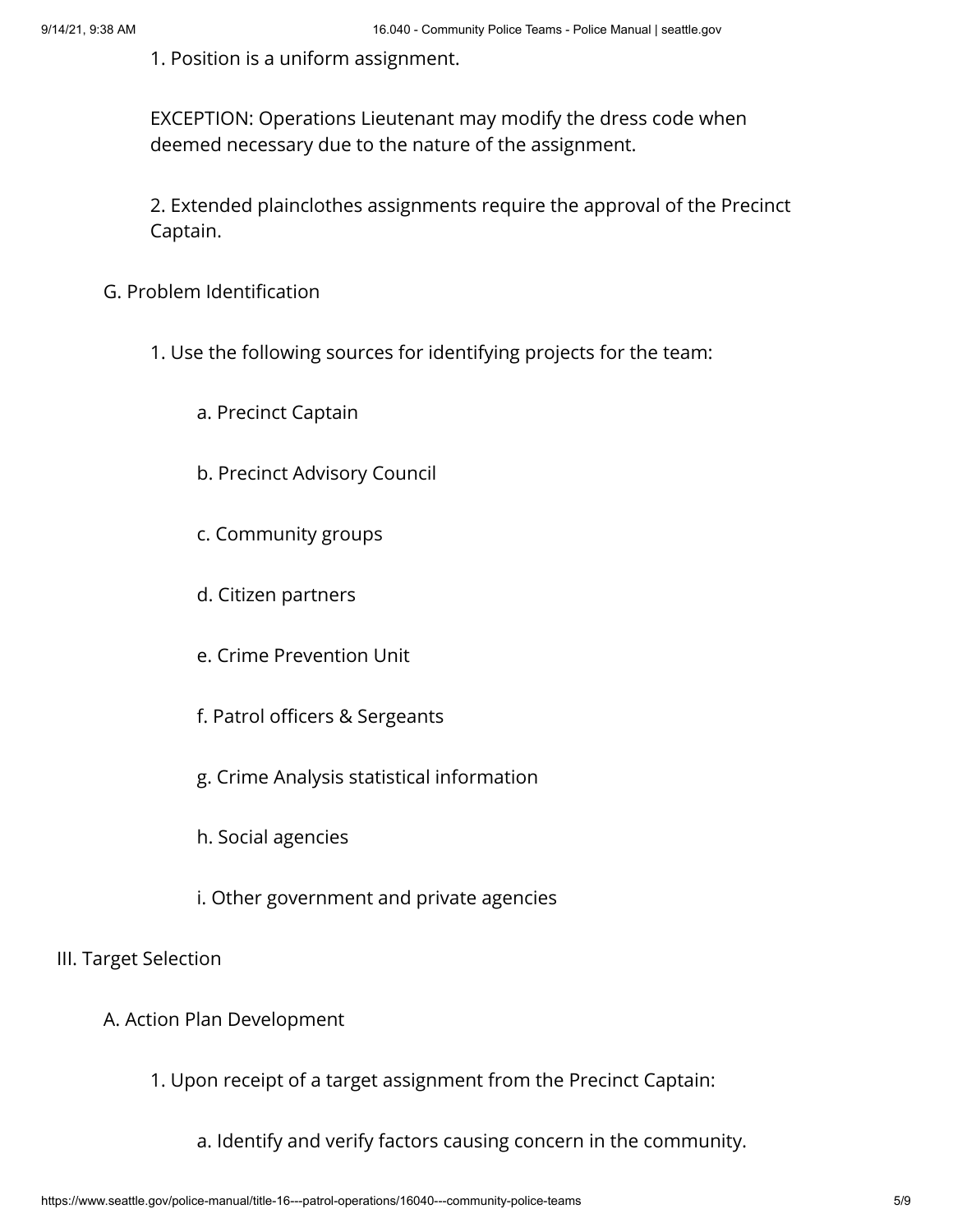1. Position is a uniform assignment.

EXCEPTION: Operations Lieutenant may modify the dress code when deemed necessary due to the nature of the assignment.

2. Extended plainclothes assignments require the approval of the Precinct Captain.

G. Problem Identification

1. Use the following sources for identifying projects for the team:

a. Precinct Captain

b. Precinct Advisory Council

c. Community groups

d. Citizen partners

e. Crime Prevention Unit

f. Patrol officers & Sergeants

g. Crime Analysis statistical information

h. Social agencies

i. Other government and private agencies

III. Target Selection

A. Action Plan Development

1. Upon receipt of a target assignment from the Precinct Captain:

a. Identify and verify factors causing concern in the community.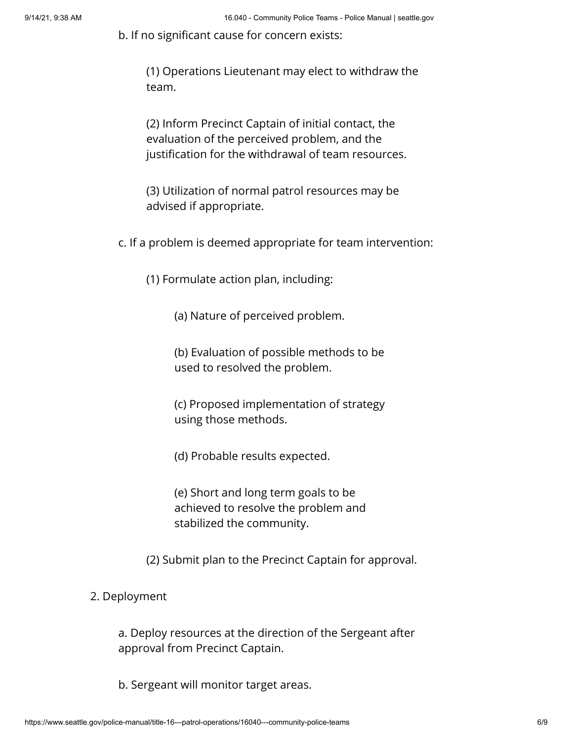b. If no significant cause for concern exists:

(1) Operations Lieutenant may elect to withdraw the team.

(2) Inform Precinct Captain of initial contact, the evaluation of the perceived problem, and the justification for the withdrawal of team resources.

(3) Utilization of normal patrol resources may be advised if appropriate.

c. If a problem is deemed appropriate for team intervention:

(1) Formulate action plan, including:

(a) Nature of perceived problem.

(b) Evaluation of possible methods to be used to resolved the problem.

(c) Proposed implementation of strategy using those methods.

(d) Probable results expected.

(e) Short and long term goals to be achieved to resolve the problem and stabilized the community.

(2) Submit plan to the Precinct Captain for approval.

2. Deployment

a. Deploy resources at the direction of the Sergeant after approval from Precinct Captain.

b. Sergeant will monitor target areas.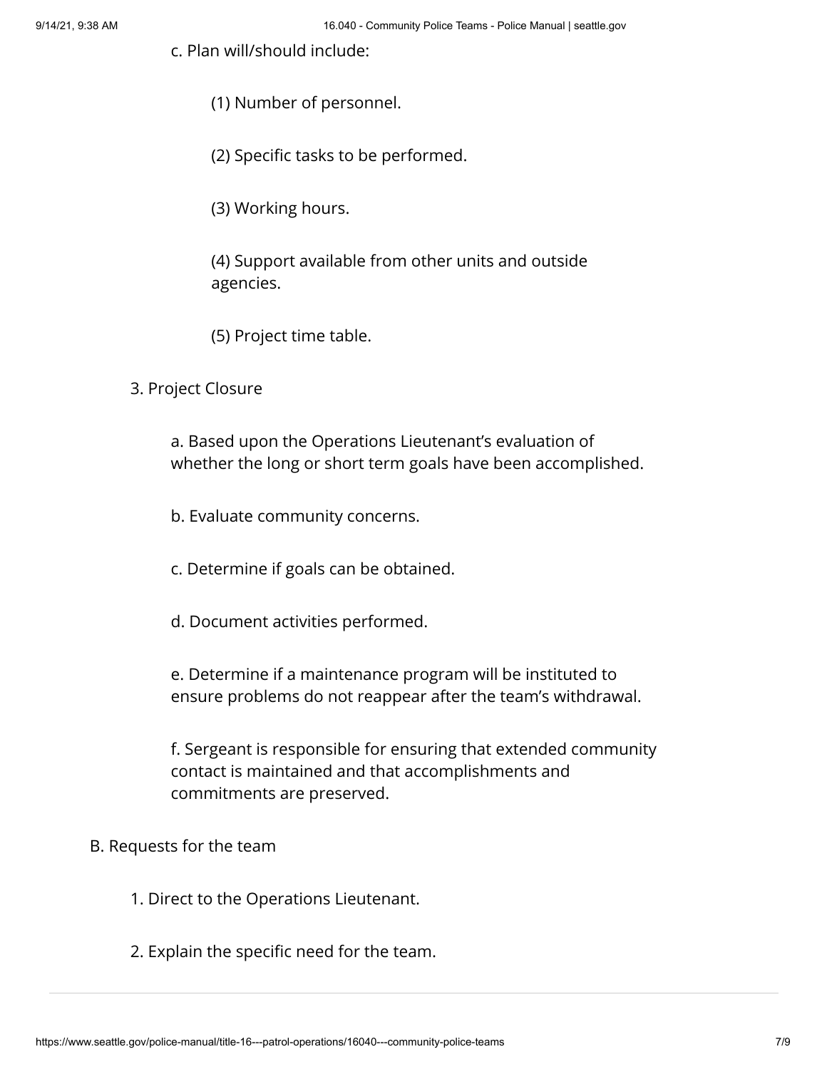c. Plan will/should include:

(1) Number of personnel.

(2) Specific tasks to be performed.

(3) Working hours.

(4) Support available from other units and outside agencies.

(5) Project time table.

3. Project Closure

a. Based upon the Operations Lieutenant's evaluation of whether the long or short term goals have been accomplished.

b. Evaluate community concerns.

c. Determine if goals can be obtained.

d. Document activities performed.

e. Determine if a maintenance program will be instituted to ensure problems do not reappear after the team's withdrawal.

f. Sergeant is responsible for ensuring that extended community contact is maintained and that accomplishments and commitments are preserved.

B. Requests for the team

1. Direct to the Operations Lieutenant.

2. Explain the specific need for the team.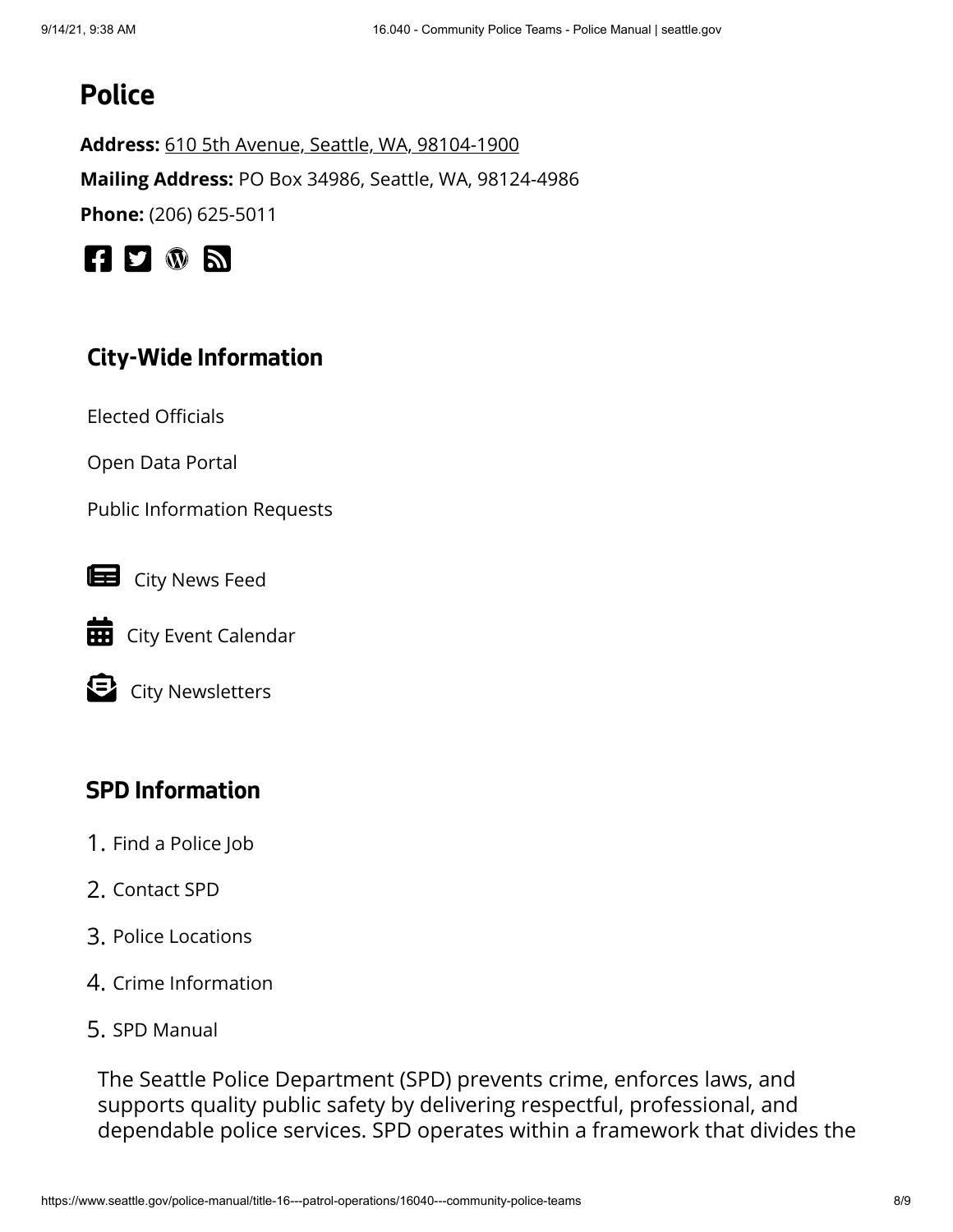## Police

**Address:** 610 5th Avenue, Seattle, WA, 98104-1900

**Mailing Address:** PO Box 34986, Seattle, WA, 98124-4986

**Phone:** (206) 625-5011

### City-Wide Information

Elected Officials

Open Data Portal

Public Information Requests

City News Feed

City Event Calendar

City Newsletters

### SPD Information

1. Find a Police Job
2. Contact SPD
3. Police Locations
4. Crime Information
5. SPD Manual

The Seattle Police Department (SPD) prevents crime, enforces laws, and supports quality public safety by delivering respectful, professional, and dependable police services. SPD operates within a framework that divides the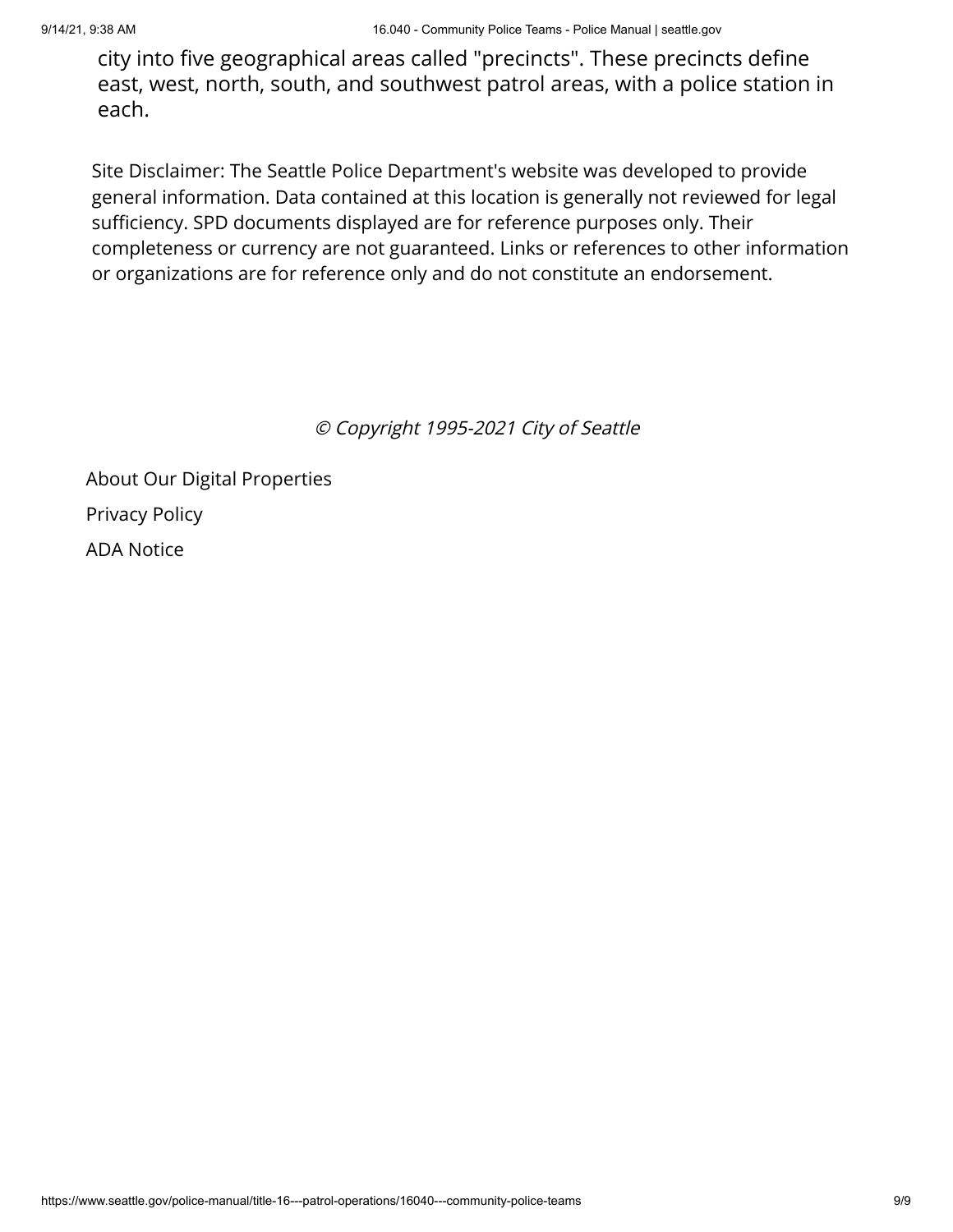city into five geographical areas called "precincts". These precincts define east, west, north, south, and southwest patrol areas, with a police station in each.

Site Disclaimer: The Seattle Police Department's website was developed to provide general information. Data contained at this location is generally not reviewed for legal sufficiency. SPD documents displayed are for reference purposes only. Their completeness or currency are not guaranteed. Links or references to other information or organizations are for reference only and do not constitute an endorsement.

*© Copyright 1995-2021 City of Seattle*

About Our Digital Properties

Privacy Policy

ADA Notice